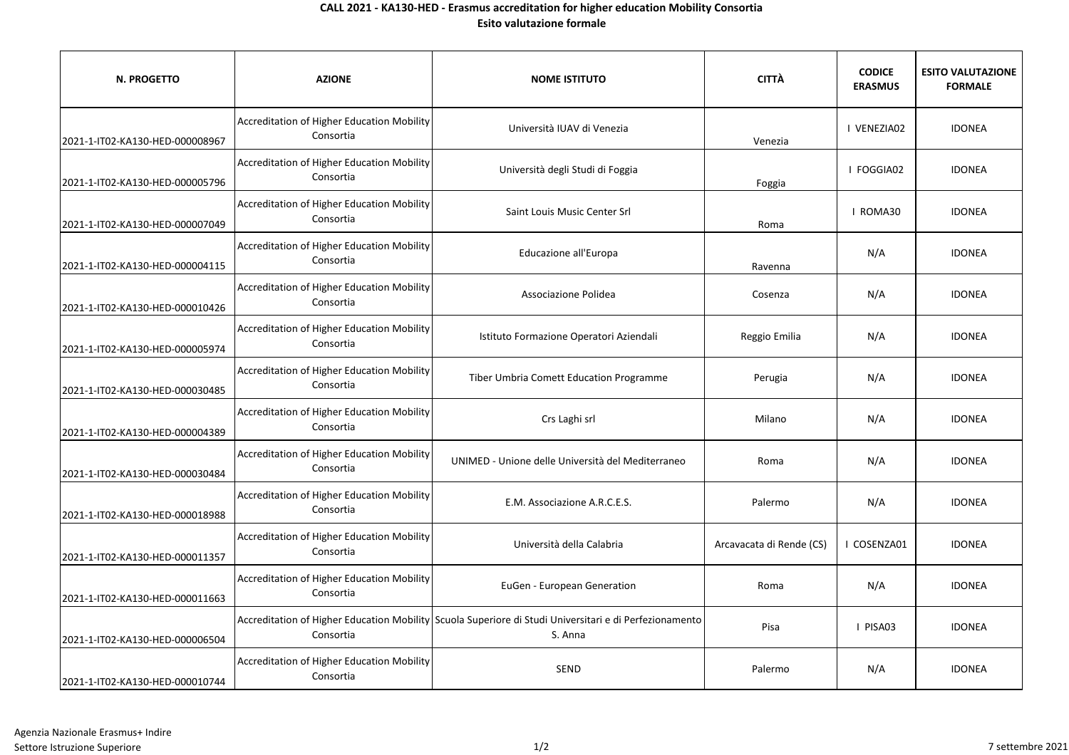**CALL 2021 - KA130-HED - Erasmus accreditation for higher education Mobility Consortia**
**Esito valutazione formale**

| N. PROGETTO | AZIONE | NOME ISTITUTO | CITTÀ | CODICE ERASMUS | ESITO VALUTAZIONE FORMALE |
|---|---|---|---|---|---|
| 2021-1-IT02-KA130-HED-000008967 | Accreditation of Higher Education Mobility Consortia | Università IUAV di Venezia | Venezia | I VENEZIA02 | IDONEA |
| 2021-1-IT02-KA130-HED-000005796 | Accreditation of Higher Education Mobility Consortia | Università degli Studi di Foggia | Foggia | I FOGGIA02 | IDONEA |
| 2021-1-IT02-KA130-HED-000007049 | Accreditation of Higher Education Mobility Consortia | Saint Louis Music Center Srl | Roma | I ROMA30 | IDONEA |
| 2021-1-IT02-KA130-HED-000004115 | Accreditation of Higher Education Mobility Consortia | Educazione all'Europa | Ravenna | N/A | IDONEA |
| 2021-1-IT02-KA130-HED-000010426 | Accreditation of Higher Education Mobility Consortia | Associazione Polidea | Cosenza | N/A | IDONEA |
| 2021-1-IT02-KA130-HED-000005974 | Accreditation of Higher Education Mobility Consortia | Istituto Formazione Operatori Aziendali | Reggio Emilia | N/A | IDONEA |
| 2021-1-IT02-KA130-HED-000030485 | Accreditation of Higher Education Mobility Consortia | Tiber Umbria Comett Education Programme | Perugia | N/A | IDONEA |
| 2021-1-IT02-KA130-HED-000004389 | Accreditation of Higher Education Mobility Consortia | Crs Laghi srl | Milano | N/A | IDONEA |
| 2021-1-IT02-KA130-HED-000030484 | Accreditation of Higher Education Mobility Consortia | UNIMED - Unione delle Università del Mediterraneo | Roma | N/A | IDONEA |
| 2021-1-IT02-KA130-HED-000018988 | Accreditation of Higher Education Mobility Consortia | E.M. Associazione A.R.C.E.S. | Palermo | N/A | IDONEA |
| 2021-1-IT02-KA130-HED-000011357 | Accreditation of Higher Education Mobility Consortia | Università della Calabria | Arcavacata di Rende (CS) | I COSENZA01 | IDONEA |
| 2021-1-IT02-KA130-HED-000011663 | Accreditation of Higher Education Mobility Consortia | EuGen - European Generation | Roma | N/A | IDONEA |
| 2021-1-IT02-KA130-HED-000006504 | Accreditation of Higher Education Mobility Consortia | Scuola Superiore di Studi Universitari e di Perfezionamento S. Anna | Pisa | I PISA03 | IDONEA |
| 2021-1-IT02-KA130-HED-000010744 | Accreditation of Higher Education Mobility Consortia | SEND | Palermo | N/A | IDONEA |

Agenzia Nazionale Erasmus+ Indire
Settore Istruzione Superiore

7 settembre 2021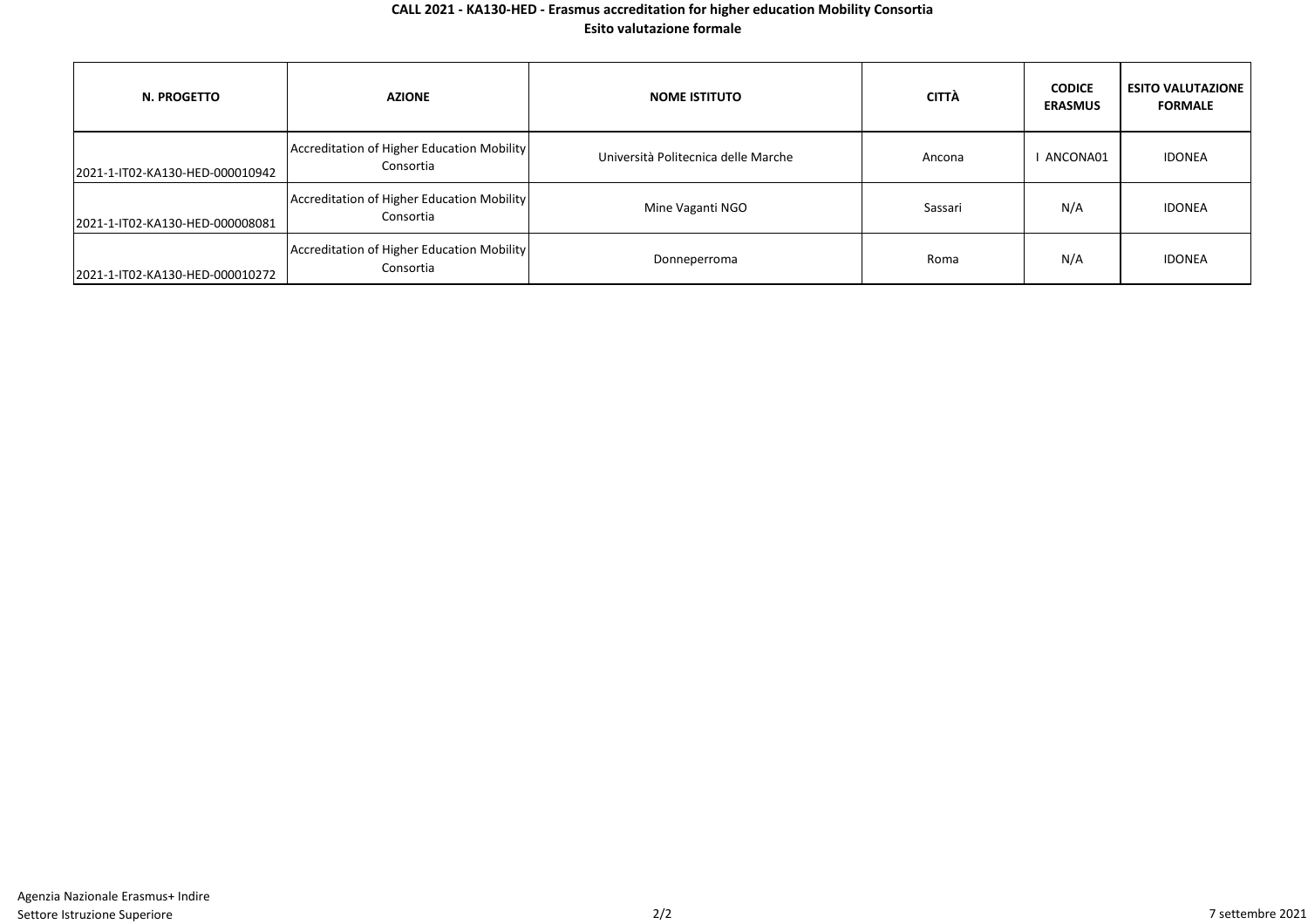**CALL 2021 - KA130-HED - Erasmus accreditation for higher education Mobility Consortia**
**Esito valutazione formale**

| N. PROGETTO | AZIONE | NOME ISTITUTO | CITTÀ | CODICE ERASMUS | ESITO VALUTAZIONE FORMALE |
|---|---|---|---|---|---|
| 2021-1-IT02-KA130-HED-000010942 | Accreditation of Higher Education Mobility Consortia | Università Politecnica delle Marche | Ancona | I ANCONA01 | IDONEA |
| 2021-1-IT02-KA130-HED-000008081 | Accreditation of Higher Education Mobility Consortia | Mine Vaganti NGO | Sassari | N/A | IDONEA |
| 2021-1-IT02-KA130-HED-000010272 | Accreditation of Higher Education Mobility Consortia | Donneperroma | Roma | N/A | IDONEA |

Agenzia Nazionale Erasmus+ Indire
Settore Istruzione Superiore

7 settembre 2021